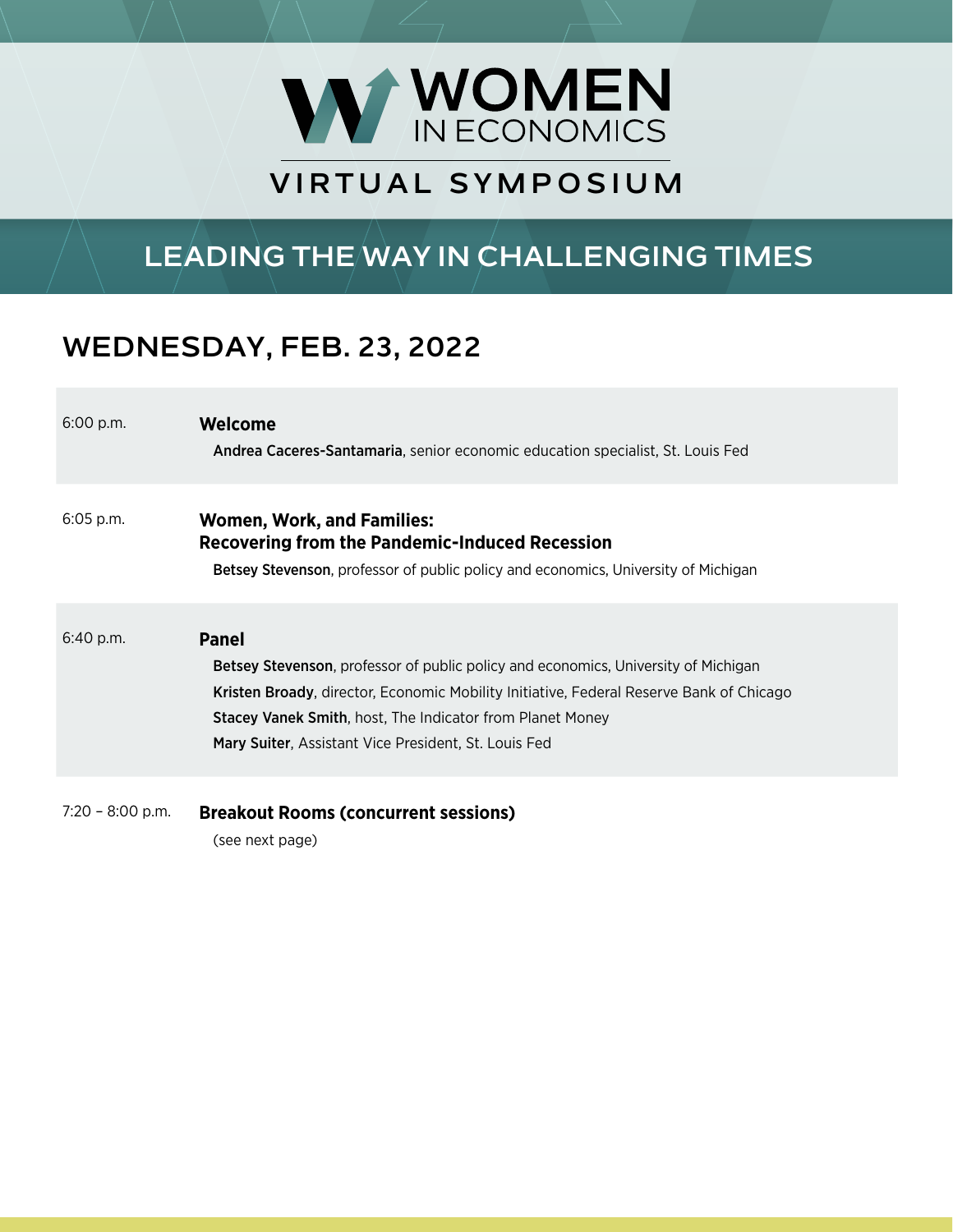# WOMEN IN ECONOMICS

## VIRTUAL SYMPOSIUM

## LEADING THE WAY IN CHALLENGING TIMES

## WEDNESDAY, FEB. 23, 2022

6:00 p.m. **Welcome**

**Andrea Caceres-Santamaria**, senior economic education specialist, St. Louis Fed

6:05 p.m. **Women, Work, and Families: Recovering from the Pandemic-Induced Recession**

**Betsey Stevenson**, professor of public policy and economics, University of Michigan

6:40 p.m. **Panel**

**Betsey Stevenson**, professor of public policy and economics, University of Michigan

**Kristen Broady**, director, Economic Mobility Initiative, Federal Reserve Bank of Chicago

**Stacey Vanek Smith**, host, The Indicator from Planet Money

**Mary Suiter**, Assistant Vice President, St. Louis Fed

7:20 – 8:00 p.m. **Breakout Rooms (concurrent sessions)**

(see next page)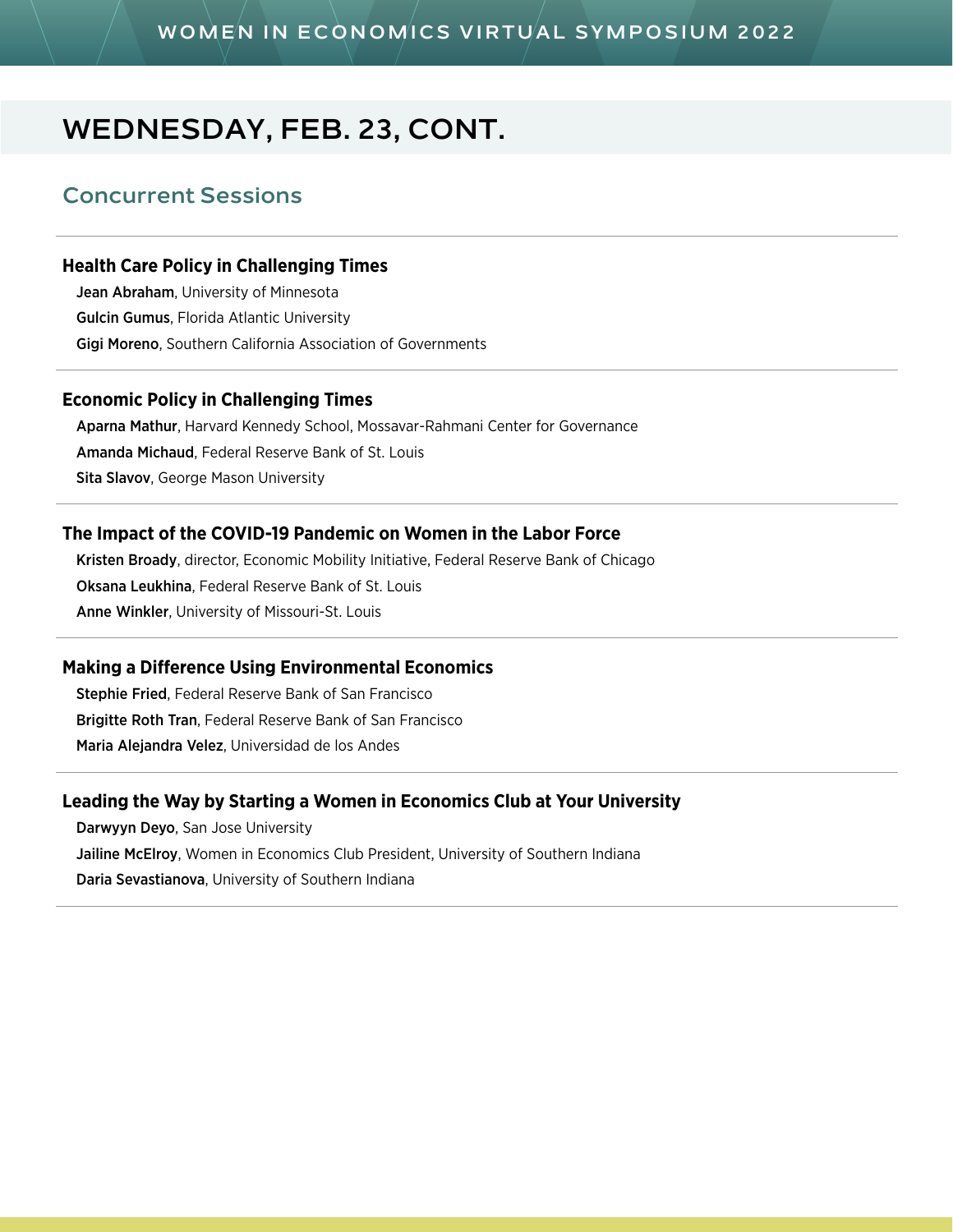# WEDNESDAY, FEB. 23, CONT.

## Concurrent Sessions

### Health Care Policy in Challenging Times

**Jean Abraham**, University of Minnesota

**Gulcin Gumus**, Florida Atlantic University

**Gigi Moreno**, Southern California Association of Governments

### Economic Policy in Challenging Times

**Aparna Mathur**, Harvard Kennedy School, Mossavar-Rahmani Center for Governance

**Amanda Michaud**, Federal Reserve Bank of St. Louis

**Sita Slavov**, George Mason University

### The Impact of the COVID-19 Pandemic on Women in the Labor Force

**Kristen Broady**, director, Economic Mobility Initiative, Federal Reserve Bank of Chicago

**Oksana Leukhina**, Federal Reserve Bank of St. Louis

**Anne Winkler**, University of Missouri-St. Louis

### Making a Difference Using Environmental Economics

**Stephie Fried**, Federal Reserve Bank of San Francisco

**Brigitte Roth Tran**, Federal Reserve Bank of San Francisco

**Maria Alejandra Velez**, Universidad de los Andes

### Leading the Way by Starting a Women in Economics Club at Your University

**Darwyyn Deyo**, San Jose University

**Jailine McElroy**, Women in Economics Club President, University of Southern Indiana

**Daria Sevastianova**, University of Southern Indiana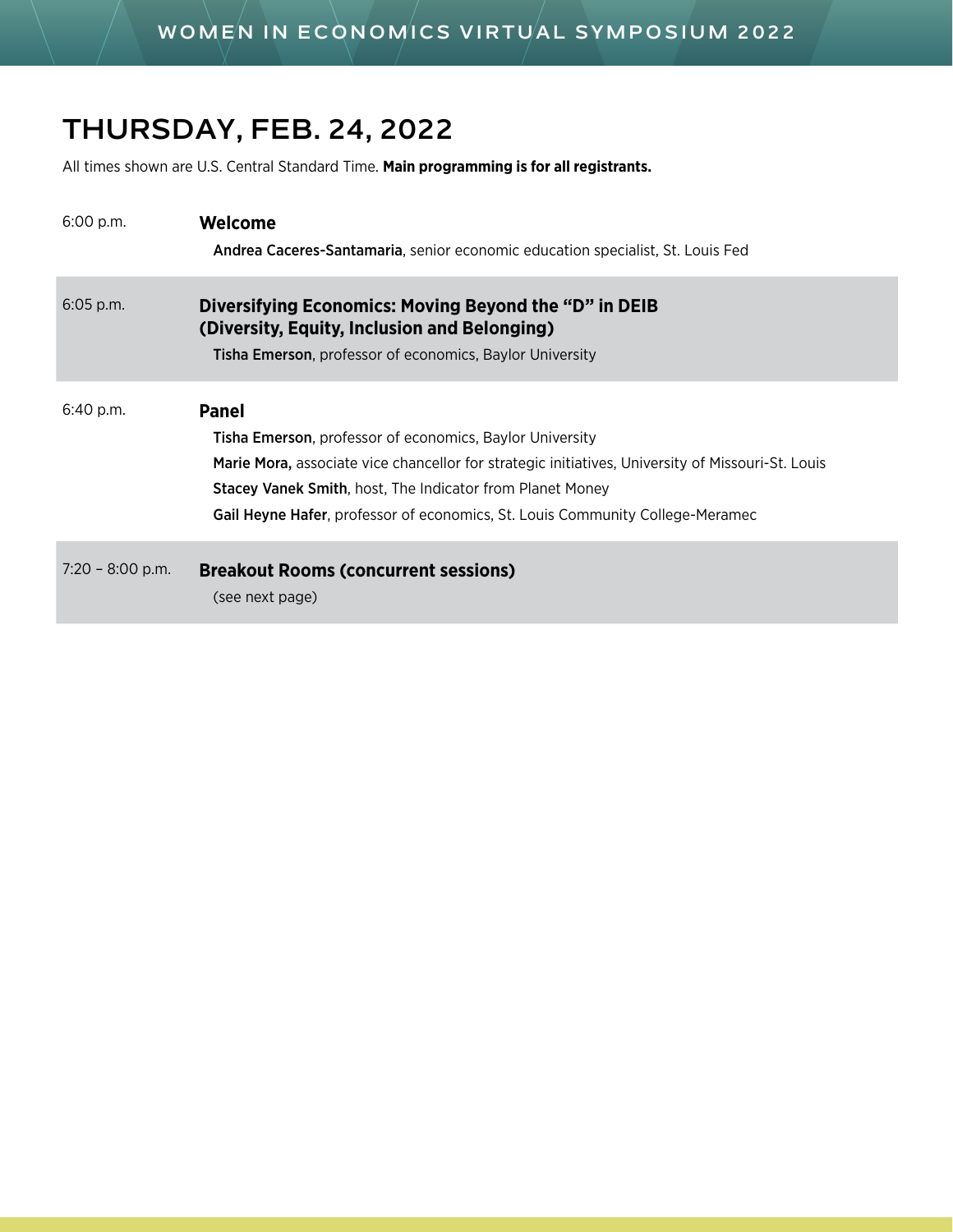## THURSDAY, FEB. 24, 2022

All times shown are U.S. Central Standard Time. **Main programming is for all registrants.**

| | |
|---|---|
| 6:00 p.m. | **Welcome**<br>**Andrea Caceres-Santamaria**, senior economic education specialist, St. Louis Fed |
| 6:05 p.m. | **Diversifying Economics: Moving Beyond the "D" in DEIB (Diversity, Equity, Inclusion and Belonging)**<br>**Tisha Emerson**, professor of economics, Baylor University |
| 6:40 p.m. | **Panel**<br>**Tisha Emerson**, professor of economics, Baylor University<br>**Marie Mora,** associate vice chancellor for strategic initiatives, University of Missouri-St. Louis<br>**Stacey Vanek Smith**, host, The Indicator from Planet Money<br>**Gail Heyne Hafer**, professor of economics, St. Louis Community College-Meramec |
| 7:20 – 8:00 p.m. | **Breakout Rooms (concurrent sessions)**<br>(see next page) |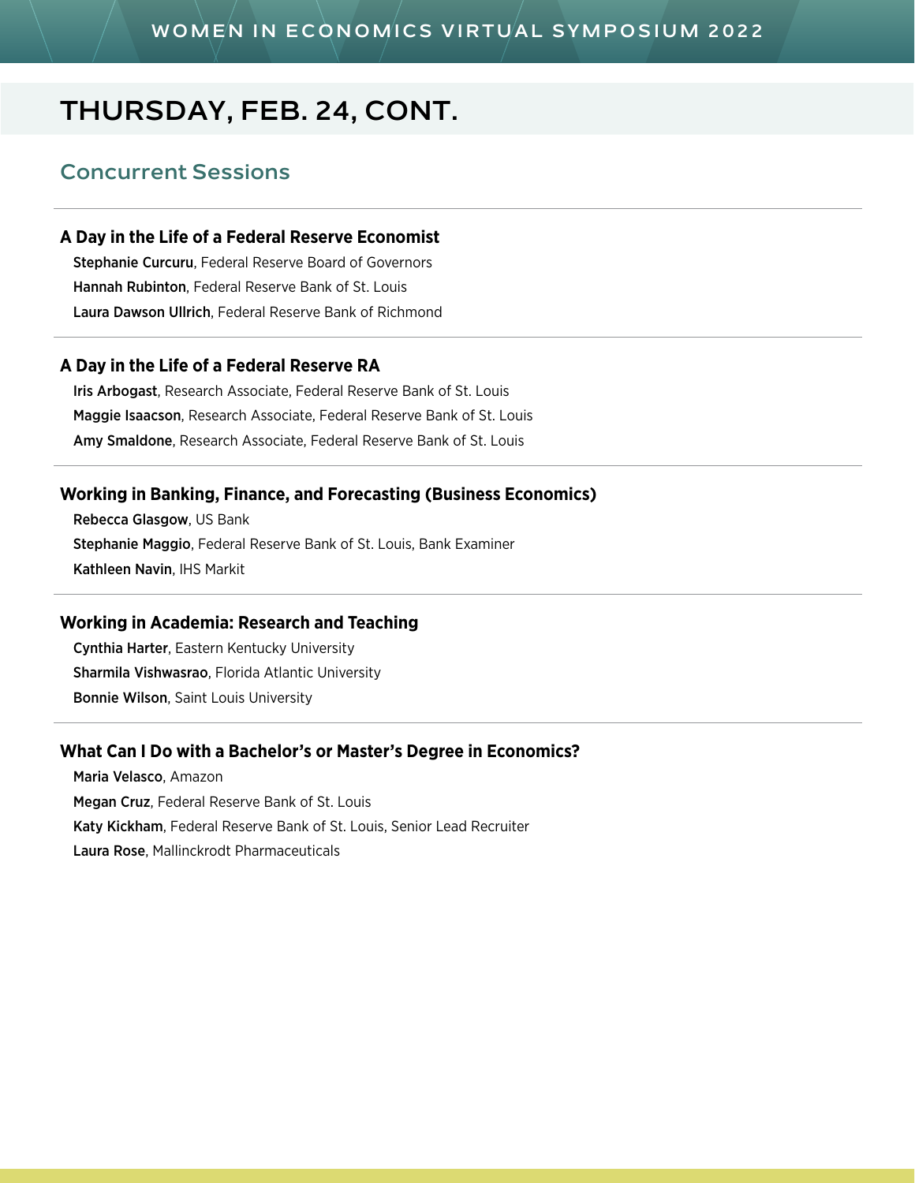# THURSDAY, FEB. 24, CONT.

## Concurrent Sessions

### A Day in the Life of a Federal Reserve Economist

**Stephanie Curcuru**, Federal Reserve Board of Governors
**Hannah Rubinton**, Federal Reserve Bank of St. Louis
**Laura Dawson Ullrich**, Federal Reserve Bank of Richmond

### A Day in the Life of a Federal Reserve RA

**Iris Arbogast**, Research Associate, Federal Reserve Bank of St. Louis
**Maggie Isaacson**, Research Associate, Federal Reserve Bank of St. Louis
**Amy Smaldone**, Research Associate, Federal Reserve Bank of St. Louis

### Working in Banking, Finance, and Forecasting (Business Economics)

**Rebecca Glasgow**, US Bank
**Stephanie Maggio**, Federal Reserve Bank of St. Louis, Bank Examiner
**Kathleen Navin**, IHS Markit

### Working in Academia: Research and Teaching

**Cynthia Harter**, Eastern Kentucky University
**Sharmila Vishwasrao**, Florida Atlantic University
**Bonnie Wilson**, Saint Louis University

### What Can I Do with a Bachelor's or Master's Degree in Economics?

**Maria Velasco**, Amazon
**Megan Cruz**, Federal Reserve Bank of St. Louis
**Katy Kickham**, Federal Reserve Bank of St. Louis, Senior Lead Recruiter
**Laura Rose**, Mallinckrodt Pharmaceuticals